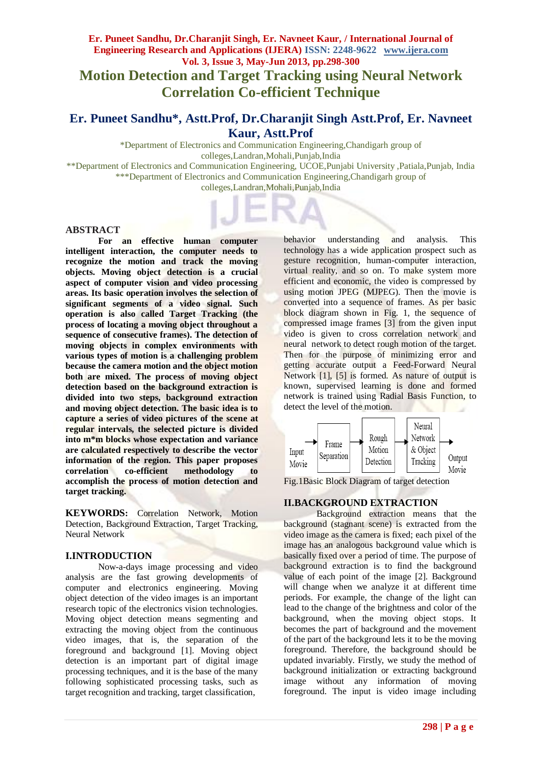# Motion Detection and Target Tracking using Neural Network Correlation Co-efficient Technique

## Er. Puneet Sandhu*, Astt.Prof, Dr.Charanjit Singh Astt.Prof, Er. Navneet Kaur, Astt.Prof

*Department of Electronics and Communication Engineering,Chandigarh group of colleges,Landran,Mohali,Punjab,India

**Department of Electronics and Communication Engineering, UCOE,Punjabi University ,Patiala,Punjab, India

***Department of Electronics and Communication Engineering,Chandigarh group of colleges,Landran,Mohali,Punjab,India

## ABSTRACT

**For an effective human computer intelligent interaction, the computer needs to recognize the motion and track the moving objects. Moving object detection is a crucial aspect of computer vision and video processing areas. Its basic operation involves the selection of significant segments of a video signal. Such operation is also called Target Tracking (the process of locating a moving object throughout a sequence of consecutive frames). The detection of moving objects in complex environments with various types of motion is a challenging problem because the camera motion and the object motion both are mixed. The process of moving object detection based on the background extraction is divided into two steps, background extraction and moving object detection. The basic idea is to capture a series of video pictures of the scene at regular intervals, the selected picture is divided into m*m blocks whose expectation and variance are calculated respectively to describe the vector information of the region. This paper proposes correlation co-efficient methodology to accomplish the process of motion detection and target tracking.**

**KEYWORDS:** Correlation Network, Motion Detection, Background Extraction, Target Tracking, Neural Network

## I.INTRODUCTION

Now-a-days image processing and video analysis are the fast growing developments of computer and electronics engineering. Moving object detection of the video images is an important research topic of the electronics vision technologies. Moving object detection means segmenting and extracting the moving object from the continuous video images, that is, the separation of the foreground and background [1]. Moving object detection is an important part of digital image processing techniques, and it is the base of the many following sophisticated processing tasks, such as target recognition and tracking, target classification, behavior understanding and analysis. This technology has a wide application prospect such as gesture recognition, human-computer interaction, virtual reality, and so on. To make system more efficient and economic, the video is compressed by using motion JPEG (MJPEG). Then the movie is converted into a sequence of frames. As per basic block diagram shown in Fig. 1, the sequence of compressed image frames [3] from the given input video is given to cross correlation network and neural network to detect rough motion of the target. Then for the purpose of minimizing error and getting accurate output a Feed-Forward Neural Network [1], [5] is formed. As nature of output is known, supervised learning is done and formed network is trained using Radial Basis Function, to detect the level of the motion.

Input Movie → Frame Separation → Rough Motion Detection → Neural Network & Object Tracking → Output Movie

Fig.1Basic Block Diagram of target detection

## II.BACKGROUND EXTRACTION

Background extraction means that the background (stagnant scene) is extracted from the video image as the camera is fixed; each pixel of the image has an analogous background value which is basically fixed over a period of time. The purpose of background extraction is to find the background value of each point of the image [2]. Background will change when we analyze it at different time periods. For example, the change of the light can lead to the change of the brightness and color of the background, when the moving object stops. It becomes the part of background and the movement of the part of the background lets it to be the moving foreground. Therefore, the background should be updated invariably. Firstly, we study the method of background initialization or extracting background image without any information of moving foreground. The input is video image including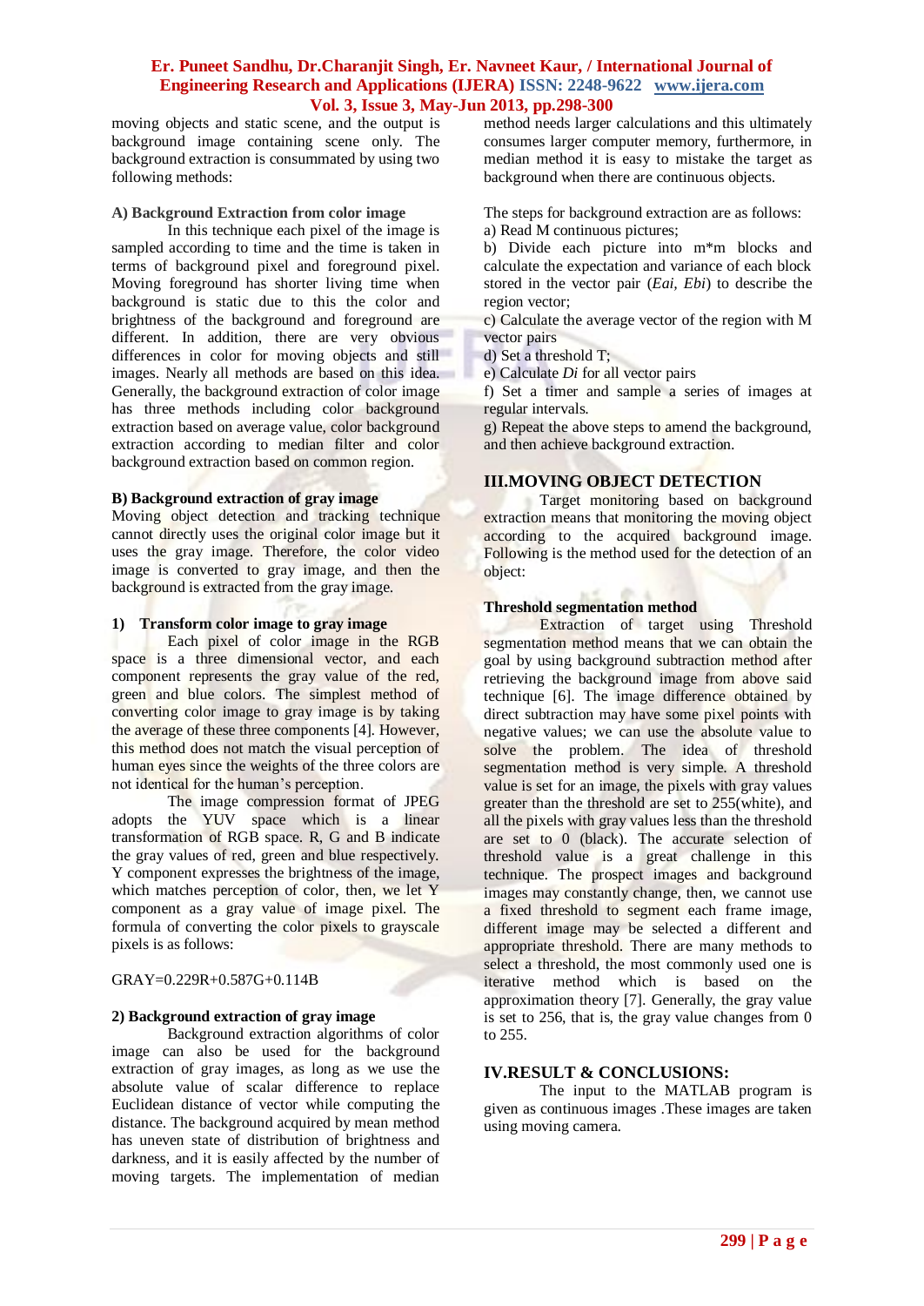moving objects and static scene, and the output is background image containing scene only. The background extraction is consummated by using two following methods:

**A) Background Extraction from color image**

In this technique each pixel of the image is sampled according to time and the time is taken in terms of background pixel and foreground pixel. Moving foreground has shorter living time when background is static due to this the color and brightness of the background and foreground are different. In addition, there are very obvious differences in color for moving objects and still images. Nearly all methods are based on this idea. Generally, the background extraction of color image has three methods including color background extraction based on average value, color background extraction according to median filter and color background extraction based on common region.

**B) Background extraction of gray image**

Moving object detection and tracking technique cannot directly uses the original color image but it uses the gray image. Therefore, the color video image is converted to gray image, and then the background is extracted from the gray image.

**1) Transform color image to gray image**

Each pixel of color image in the RGB space is a three dimensional vector, and each component represents the gray value of the red, green and blue colors. The simplest method of converting color image to gray image is by taking the average of these three components [4]. However, this method does not match the visual perception of human eyes since the weights of the three colors are not identical for the human's perception.

The image compression format of JPEG adopts the YUV space which is a linear transformation of RGB space. R, G and B indicate the gray values of red, green and blue respectively. Y component expresses the brightness of the image, which matches perception of color, then, we let Y component as a gray value of image pixel. The formula of converting the color pixels to grayscale pixels is as follows:

$$GRAY=0.229R+0.587G+0.114B$$

**2) Background extraction of gray image**

Background extraction algorithms of color image can also be used for the background extraction of gray images, as long as we use the absolute value of scalar difference to replace Euclidean distance of vector while computing the distance. The background acquired by mean method has uneven state of distribution of brightness and darkness, and it is easily affected by the number of moving targets. The implementation of median method needs larger calculations and this ultimately consumes larger computer memory, furthermore, in median method it is easy to mistake the target as background when there are continuous objects.

The steps for background extraction are as follows:

a) Read M continuous pictures;

b) Divide each picture into m*m blocks and calculate the expectation and variance of each block stored in the vector pair ($Eai$, $Ebi$) to describe the region vector;

c) Calculate the average vector of the region with M vector pairs

d) Set a threshold T;

e) Calculate $Di$ for all vector pairs

f) Set a timer and sample a series of images at regular intervals.

g) Repeat the above steps to amend the background, and then achieve background extraction.

## III.MOVING OBJECT DETECTION

Target monitoring based on background extraction means that monitoring the moving object according to the acquired background image. Following is the method used for the detection of an object:

**Threshold segmentation method**

Extraction of target using Threshold segmentation method means that we can obtain the goal by using background subtraction method after retrieving the background image from above said technique [6]. The image difference obtained by direct subtraction may have some pixel points with negative values; we can use the absolute value to solve the problem. The idea of threshold segmentation method is very simple. A threshold value is set for an image, the pixels with gray values greater than the threshold are set to 255(white), and all the pixels with gray values less than the threshold are set to 0 (black). The accurate selection of threshold value is a great challenge in this technique. The prospect images and background images may constantly change, then, we cannot use a fixed threshold to segment each frame image, different image may be selected a different and appropriate threshold. There are many methods to select a threshold, the most commonly used one is iterative method which is based on the approximation theory [7]. Generally, the gray value is set to 256, that is, the gray value changes from 0 to 255.

## IV.RESULT & CONCLUSIONS:

The input to the MATLAB program is given as continuous images .These images are taken using moving camera.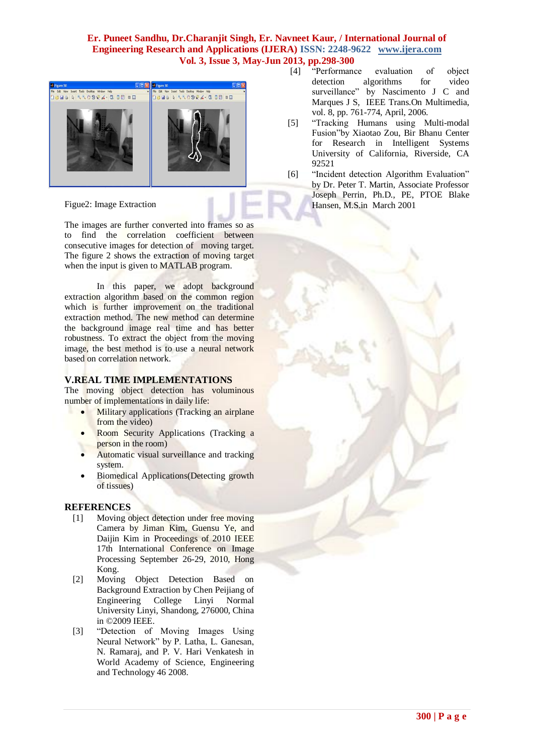Figue2: Image Extraction

The images are further converted into frames so as to find the correlation coefficient between consecutive images for detection of moving target. The figure 2 shows the extraction of moving target when the input is given to MATLAB program.

In this paper, we adopt background extraction algorithm based on the common region which is further improvement on the traditional extraction method. The new method can determine the background image real time and has better robustness. To extract the object from the moving image, the best method is to use a neural network based on correlation network.

## V.REAL TIME IMPLEMENTATIONS

The moving object detection has voluminous number of implementations in daily life:

- Military applications (Tracking an airplane from the video)
- Room Security Applications (Tracking a person in the room)
- Automatic visual surveillance and tracking system.
- Biomedical Applications(Detecting growth of tissues)

## REFERENCES

[1] Moving object detection under free moving Camera by Jiman Kim, Guensu Ye, and Daijin Kim in Proceedings of 2010 IEEE 17th International Conference on Image Processing September 26-29, 2010, Hong Kong.

[2] Moving Object Detection Based on Background Extraction by Chen Peijiang of Engineering College Linyi Normal University Linyi, Shandong, 276000, China in ©2009 IEEE.

[3] "Detection of Moving Images Using Neural Network" by P. Latha, L. Ganesan, N. Ramaraj, and P. V. Hari Venkatesh in World Academy of Science, Engineering and Technology 46 2008.

[4] "Performance evaluation of object detection algorithms for video surveillance" by Nascimento J C and Marques J S, IEEE Trans.On Multimedia, vol. 8, pp. 761-774, April, 2006.

[5] "Tracking Humans using Multi-modal Fusion"by Xiaotao Zou, Bir Bhanu Center for Research in Intelligent Systems University of California, Riverside, CA 92521

[6] "Incident detection Algorithm Evaluation" by Dr. Peter T. Martin, Associate Professor Joseph Perrin, Ph.D., PE, PTOE Blake Hansen, M.S.in March 2001